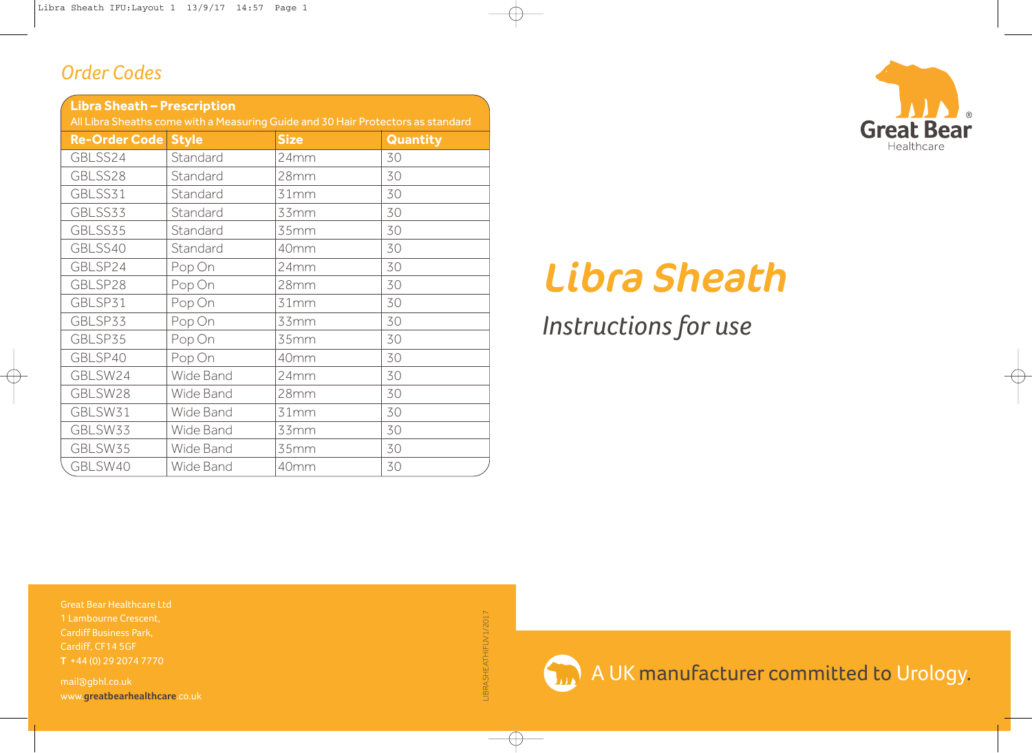## Order Codes

| Libra Sheath – Prescription<br>All Libra Sheaths come with a Measuring Guide and 30 Hair Protectors as standard | | | |
|---|---|---|---|
| **Re-Order Code** | **Style** | **Size** | **Quantity** |
| GBLSS24 | Standard | 24mm | 30 |
| GBLSS28 | Standard | 28mm | 30 |
| GBLSS31 | Standard | 31mm | 30 |
| GBLSS33 | Standard | 33mm | 30 |
| GBLSS35 | Standard | 35mm | 30 |
| GBLSS40 | Standard | 40mm | 30 |
| GBLSP24 | Pop On | 24mm | 30 |
| GBLSP28 | Pop On | 28mm | 30 |
| GBLSP31 | Pop On | 31mm | 30 |
| GBLSP33 | Pop On | 33mm | 30 |
| GBLSP35 | Pop On | 35mm | 30 |
| GBLSP40 | Pop On | 40mm | 30 |
| GBLSW24 | Wide Band | 24mm | 30 |
| GBLSW28 | Wide Band | 28mm | 30 |
| GBLSW31 | Wide Band | 31mm | 30 |
| GBLSW33 | Wide Band | 33mm | 30 |
| GBLSW35 | Wide Band | 35mm | 30 |
| GBLSW40 | Wide Band | 40mm | 30 |

Great Bear Healthcare Ltd
1 Lambourne Crescent,
Cardiff Business Park,
Cardiff, CF14 5GF
**T** +44 (0) 29 2074 7770

mail@gbhl.co.uk
www.**greatbearhealthcare**.co.uk

LIBRASHEATHIFUV1/2017

Great Bear® Healthcare

# Libra Sheath

## *Instructions for use*

A UK manufacturer committed to Urology.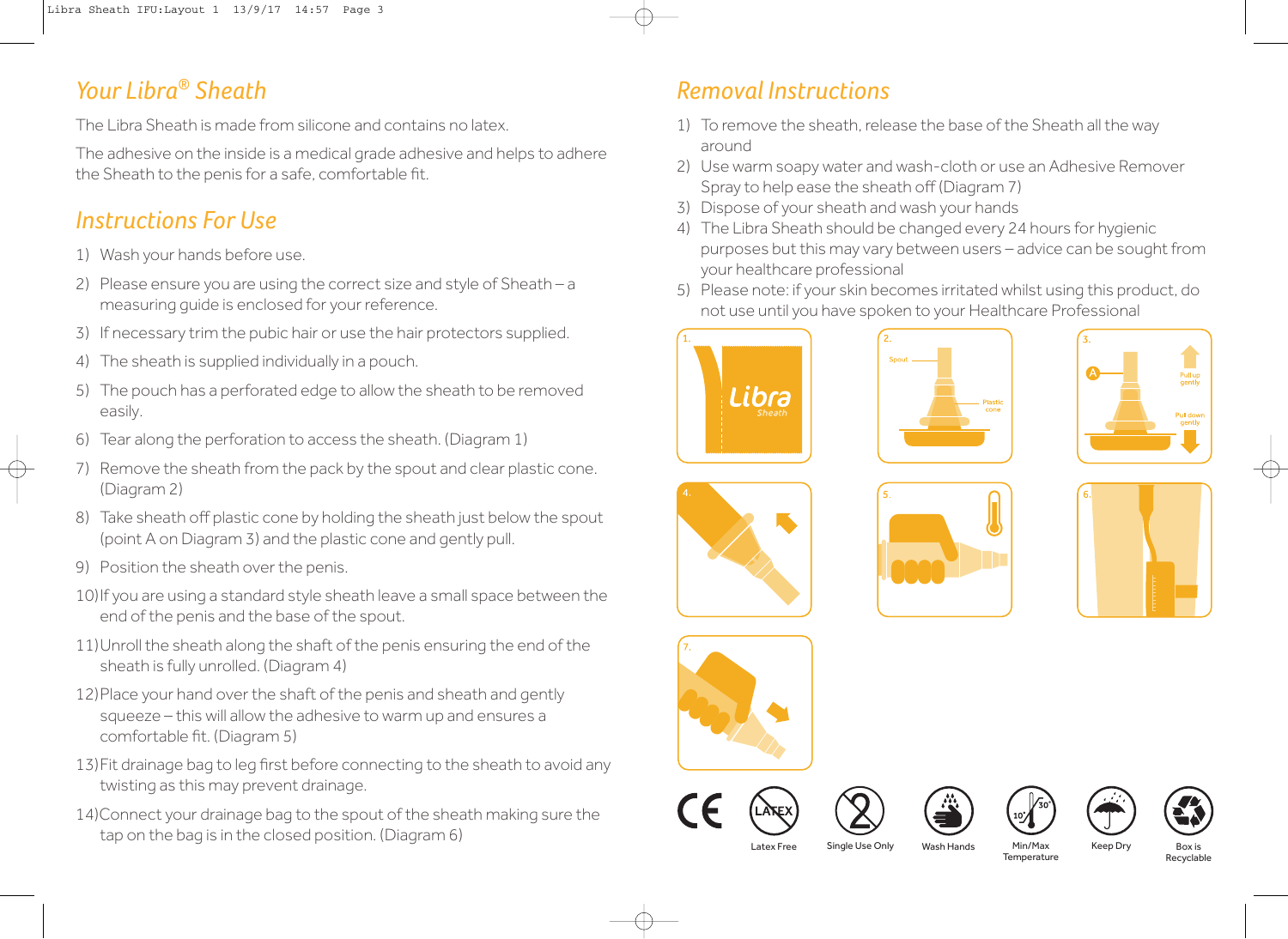## *Your Libra® Sheath*

The Libra Sheath is made from silicone and contains no latex.

The adhesive on the inside is a medical grade adhesive and helps to adhere the Sheath to the penis for a safe, comfortable fit.

## *Instructions For Use*

1) Wash your hands before use.
2) Please ensure you are using the correct size and style of Sheath – a measuring guide is enclosed for your reference.
3) If necessary trim the pubic hair or use the hair protectors supplied.
4) The sheath is supplied individually in a pouch.
5) The pouch has a perforated edge to allow the sheath to be removed easily.
6) Tear along the perforation to access the sheath. (Diagram 1)
7) Remove the sheath from the pack by the spout and clear plastic cone. (Diagram 2)
8) Take sheath off plastic cone by holding the sheath just below the spout (point A on Diagram 3) and the plastic cone and gently pull.
9) Position the sheath over the penis.
10) If you are using a standard style sheath leave a small space between the end of the penis and the base of the spout.
11) Unroll the sheath along the shaft of the penis ensuring the end of the sheath is fully unrolled. (Diagram 4)
12) Place your hand over the shaft of the penis and sheath and gently squeeze – this will allow the adhesive to warm up and ensures a comfortable fit. (Diagram 5)
13) Fit drainage bag to leg first before connecting to the sheath to avoid any twisting as this may prevent drainage.
14) Connect your drainage bag to the spout of the sheath making sure the tap on the bag is in the closed position. (Diagram 6)

## *Removal Instructions*

1) To remove the sheath, release the base of the Sheath all the way around
2) Use warm soapy water and wash-cloth or use an Adhesive Remover Spray to help ease the sheath off (Diagram 7)
3) Dispose of your sheath and wash your hands
4) The Libra Sheath should be changed every 24 hours for hygienic purposes but this may vary between users – advice can be sought from your healthcare professional
5) Please note: if your skin becomes irritated whilst using this product, do not use until you have spoken to your Healthcare Professional

1.
Libra
Sheath

2.
Spout
Plastic cone

3.
A
Pull up gently
Pull down gently

4.

5.

6.

7.

CE
Latex Free
Single Use Only
Wash Hands
10° 30°
Min/Max Temperature
Keep Dry
Box is Recyclable